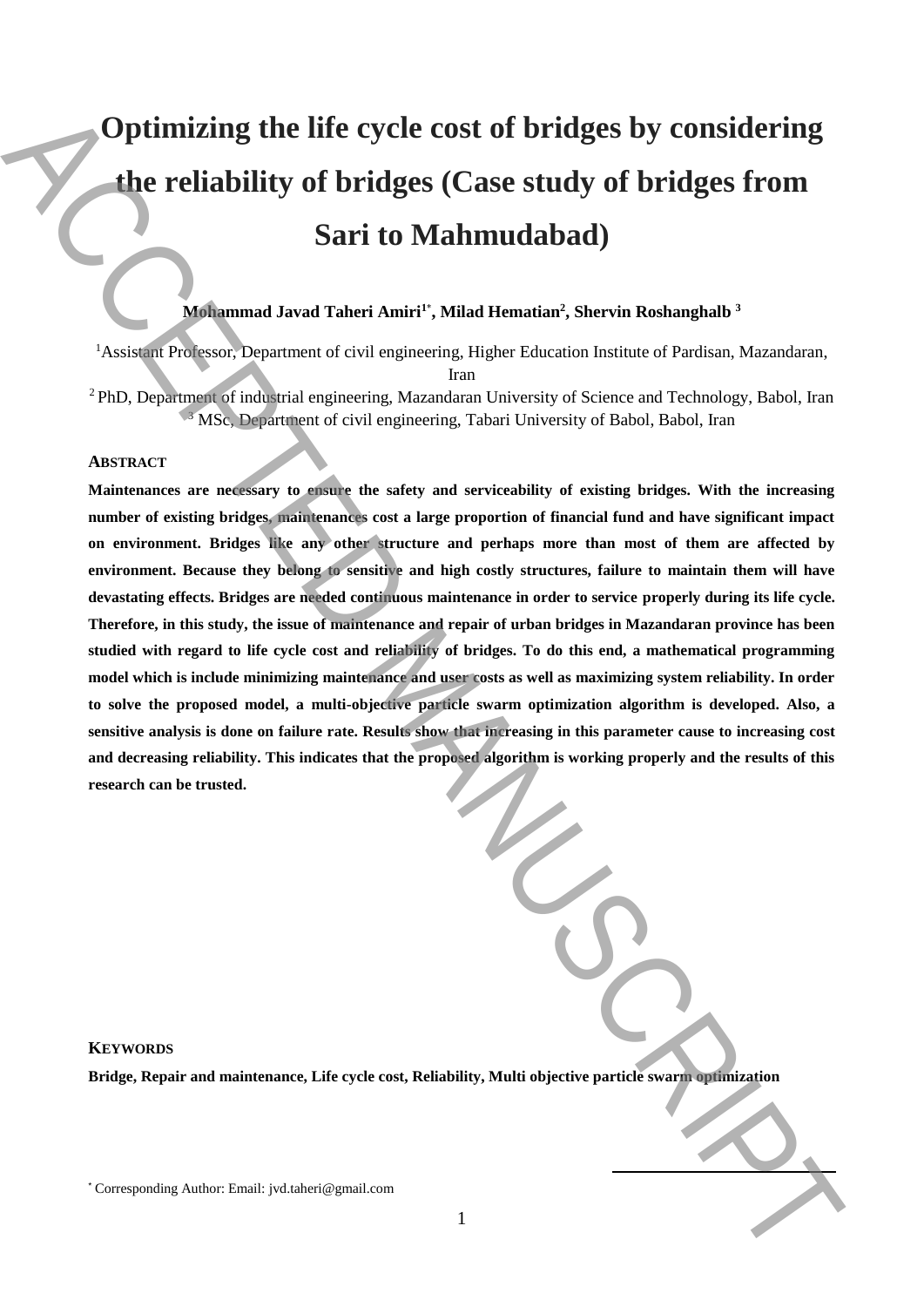# Optimizing the life cycle cost of bridges by considering the reliability of bridges (Case study of bridges from Sari to Mahmudabad)

**Mohammad Javad Taheri Amiri[1*], Milad Hematian[2], Shervin Roshanghalb [3]**

[1]Assistant Professor, Department of civil engineering, Higher Education Institute of Pardisan, Mazandaran, Iran

[2] PhD, Department of industrial engineering, Mazandaran University of Science and Technology, Babol, Iran

[3] MSc, Department of civil engineering, Tabari University of Babol, Babol, Iran

## ABSTRACT

**Maintenances are necessary to ensure the safety and serviceability of existing bridges. With the increasing number of existing bridges, maintenances cost a large proportion of financial fund and have significant impact on environment. Bridges like any other structure and perhaps more than most of them are affected by environment. Because they belong to sensitive and high costly structures, failure to maintain them will have devastating effects. Bridges are needed continuous maintenance in order to service properly during its life cycle. Therefore, in this study, the issue of maintenance and repair of urban bridges in Mazandaran province has been studied with regard to life cycle cost and reliability of bridges. To do this end, a mathematical programming model which is include minimizing maintenance and user costs as well as maximizing system reliability. In order to solve the proposed model, a multi-objective particle swarm optimization algorithm is developed. Also, a sensitive analysis is done on failure rate. Results show that increasing in this parameter cause to increasing cost and decreasing reliability. This indicates that the proposed algorithm is working properly and the results of this research can be trusted.**

## KEYWORDS

**Bridge, Repair and maintenance, Life cycle cost, Reliability, Multi objective particle swarm optimization**

[*] Corresponding Author: Email: jvd.taheri@gmail.com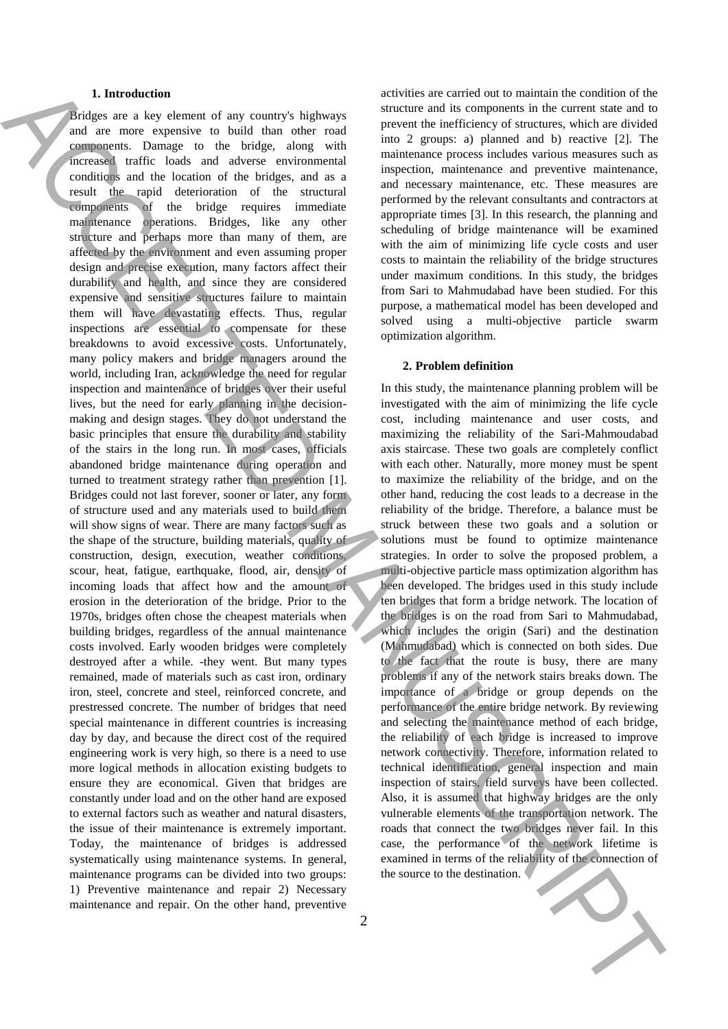## 1. Introduction

Bridges are a key element of any country's highways and are more expensive to build than other road components. Damage to the bridge, along with increased traffic loads and adverse environmental conditions and the location of the bridges, and as a result the rapid deterioration of the structural components of the bridge requires immediate maintenance operations. Bridges, like any other structure and perhaps more than many of them, are affected by the environment and even assuming proper design and precise execution, many factors affect their durability and health, and since they are considered expensive and sensitive structures failure to maintain them will have devastating effects. Thus, regular inspections are essential to compensate for these breakdowns to avoid excessive costs. Unfortunately, many policy makers and bridge managers around the world, including Iran, acknowledge the need for regular inspection and maintenance of bridges over their useful lives, but the need for early planning in the decision-making and design stages. They do not understand the basic principles that ensure the durability and stability of the stairs in the long run. In most cases, officials abandoned bridge maintenance during operation and turned to treatment strategy rather than prevention [1]. Bridges could not last forever, sooner or later, any form of structure used and any materials used to build them will show signs of wear. There are many factors such as the shape of the structure, building materials, quality of construction, design, execution, weather conditions, scour, heat, fatigue, earthquake, flood, air, density of incoming loads that affect how and the amount of erosion in the deterioration of the bridge. Prior to the 1970s, bridges often chose the cheapest materials when building bridges, regardless of the annual maintenance costs involved. Early wooden bridges were completely destroyed after a while. -they went. But many types remained, made of materials such as cast iron, ordinary iron, steel, concrete and steel, reinforced concrete, and prestressed concrete. The number of bridges that need special maintenance in different countries is increasing day by day, and because the direct cost of the required engineering work is very high, so there is a need to use more logical methods in allocation existing budgets to ensure they are economical. Given that bridges are constantly under load and on the other hand are exposed to external factors such as weather and natural disasters, the issue of their maintenance is extremely important. Today, the maintenance of bridges is addressed systematically using maintenance systems. In general, maintenance programs can be divided into two groups: 1) Preventive maintenance and repair 2) Necessary maintenance and repair. On the other hand, preventive activities are carried out to maintain the condition of the structure and its components in the current state and to prevent the inefficiency of structures, which are divided into 2 groups: a) planned and b) reactive [2]. The maintenance process includes various measures such as inspection, maintenance and preventive maintenance, and necessary maintenance, etc. These measures are performed by the relevant consultants and contractors at appropriate times [3]. In this research, the planning and scheduling of bridge maintenance will be examined with the aim of minimizing life cycle costs and user costs to maintain the reliability of the bridge structures under maximum conditions. In this study, the bridges from Sari to Mahmudabad have been studied. For this purpose, a mathematical model has been developed and solved using a multi-objective particle swarm optimization algorithm.

## 2. Problem definition

In this study, the maintenance planning problem will be investigated with the aim of minimizing the life cycle cost, including maintenance and user costs, and maximizing the reliability of the Sari-Mahmoudabad axis staircase. These two goals are completely conflict with each other. Naturally, more money must be spent to maximize the reliability of the bridge, and on the other hand, reducing the cost leads to a decrease in the reliability of the bridge. Therefore, a balance must be struck between these two goals and a solution or solutions must be found to optimize maintenance strategies. In order to solve the proposed problem, a multi-objective particle mass optimization algorithm has been developed. The bridges used in this study include ten bridges that form a bridge network. The location of the bridges is on the road from Sari to Mahmudabad, which includes the origin (Sari) and the destination (Mahmudabad) which is connected on both sides. Due to the fact that the route is busy, there are many problems if any of the network stairs breaks down. The importance of a bridge or group depends on the performance of the entire bridge network. By reviewing and selecting the maintenance method of each bridge, the reliability of each bridge is increased to improve network connectivity. Therefore, information related to technical identification, general inspection and main inspection of stairs, field surveys have been collected. Also, it is assumed that highway bridges are the only vulnerable elements of the transportation network. The roads that connect the two bridges never fail. In this case, the performance of the network lifetime is examined in terms of the reliability of the connection of the source to the destination.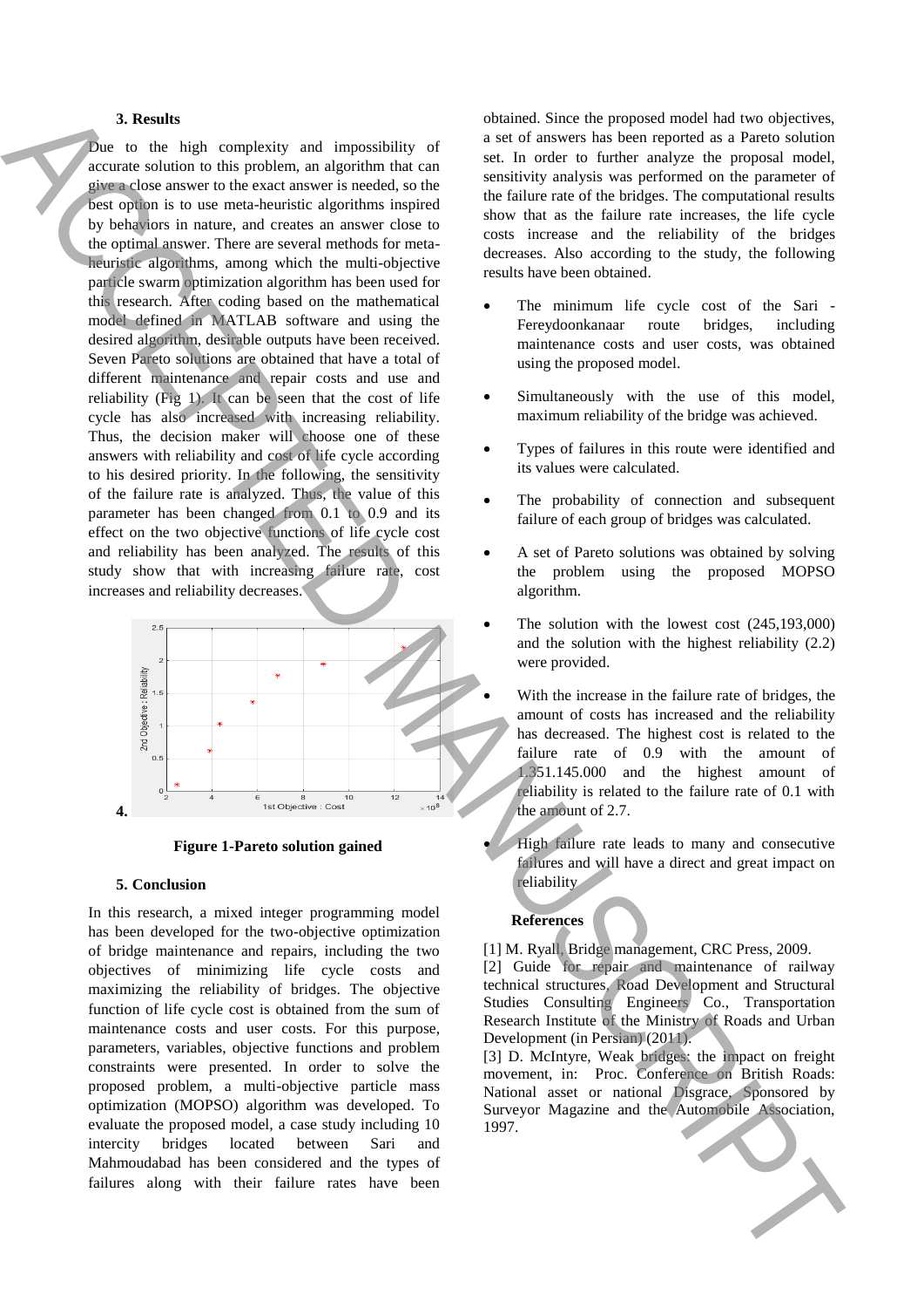### 3. Results

Due to the high complexity and impossibility of accurate solution to this problem, an algorithm that can give a close answer to the exact answer is needed, so the best option is to use meta-heuristic algorithms inspired by behaviors in nature, and creates an answer close to the optimal answer. There are several methods for meta-heuristic algorithms, among which the multi-objective particle swarm optimization algorithm has been used for this research. After coding based on the mathematical model defined in MATLAB software and using the desired algorithm, desirable outputs have been received. Seven Pareto solutions are obtained that have a total of different maintenance and repair costs and use and reliability (Fig 1). It can be seen that the cost of life cycle has also increased with increasing reliability. Thus, the decision maker will choose one of these answers with reliability and cost of life cycle according to his desired priority. In the following, the sensitivity of the failure rate is analyzed. Thus, the value of this parameter has been changed from 0.1 to 0.9 and its effect on the two objective functions of life cycle cost and reliability has been analyzed. The results of this study show that with increasing failure rate, cost increases and reliability decreases.

### 4.

2.5
2
1.5
1
0.5
0
2nd Objective : Reliability
2 4 6 8 10 12 14
1st Objective : Cost
$\times 10^8$

**Figure 1-Pareto solution gained**

### 5. Conclusion

In this research, a mixed integer programming model has been developed for the two-objective optimization of bridge maintenance and repairs, including the two objectives of minimizing life cycle costs and maximizing the reliability of bridges. The objective function of life cycle cost is obtained from the sum of maintenance costs and user costs. For this purpose, parameters, variables, objective functions and problem constraints were presented. In order to solve the proposed problem, a multi-objective particle mass optimization (MOPSO) algorithm was developed. To evaluate the proposed model, a case study including 10 intercity bridges located between Sari and Mahmoudabad has been considered and the types of failures along with their failure rates have been obtained. Since the proposed model had two objectives, a set of answers has been reported as a Pareto solution set. In order to further analyze the proposal model, sensitivity analysis was performed on the parameter of the failure rate of the bridges. The computational results show that as the failure rate increases, the life cycle costs increase and the reliability of the bridges decreases. Also according to the study, the following results have been obtained.

- The minimum life cycle cost of the Sari - Fereydoonkanaar route bridges, including maintenance costs and user costs, was obtained using the proposed model.
- Simultaneously with the use of this model, maximum reliability of the bridge was achieved.
- Types of failures in this route were identified and its values were calculated.
- The probability of connection and subsequent failure of each group of bridges was calculated.
- A set of Pareto solutions was obtained by solving the problem using the proposed MOPSO algorithm.
- The solution with the lowest cost (245,193,000) and the solution with the highest reliability (2.2) were provided.
- With the increase in the failure rate of bridges, the amount of costs has increased and the reliability has decreased. The highest cost is related to the failure rate of 0.9 with the amount of 1.351.145.000 and the highest amount of reliability is related to the failure rate of 0.1 with the amount of 2.7.
- High failure rate leads to many and consecutive failures and will have a direct and great impact on reliability

#### References

[1] M. Ryall, Bridge management, CRC Press, 2009.
[2] Guide for repair and maintenance of railway technical structures, Road Development and Structural Studies Consulting Engineers Co., Transportation Research Institute of the Ministry of Roads and Urban Development (in Persian) (2011).
[3] D. McIntyre, Weak bridges: the impact on freight movement, in: Proc. Conference on British Roads: National asset or national Disgrace, Sponsored by Surveyor Magazine and the Automobile Association, 1997.